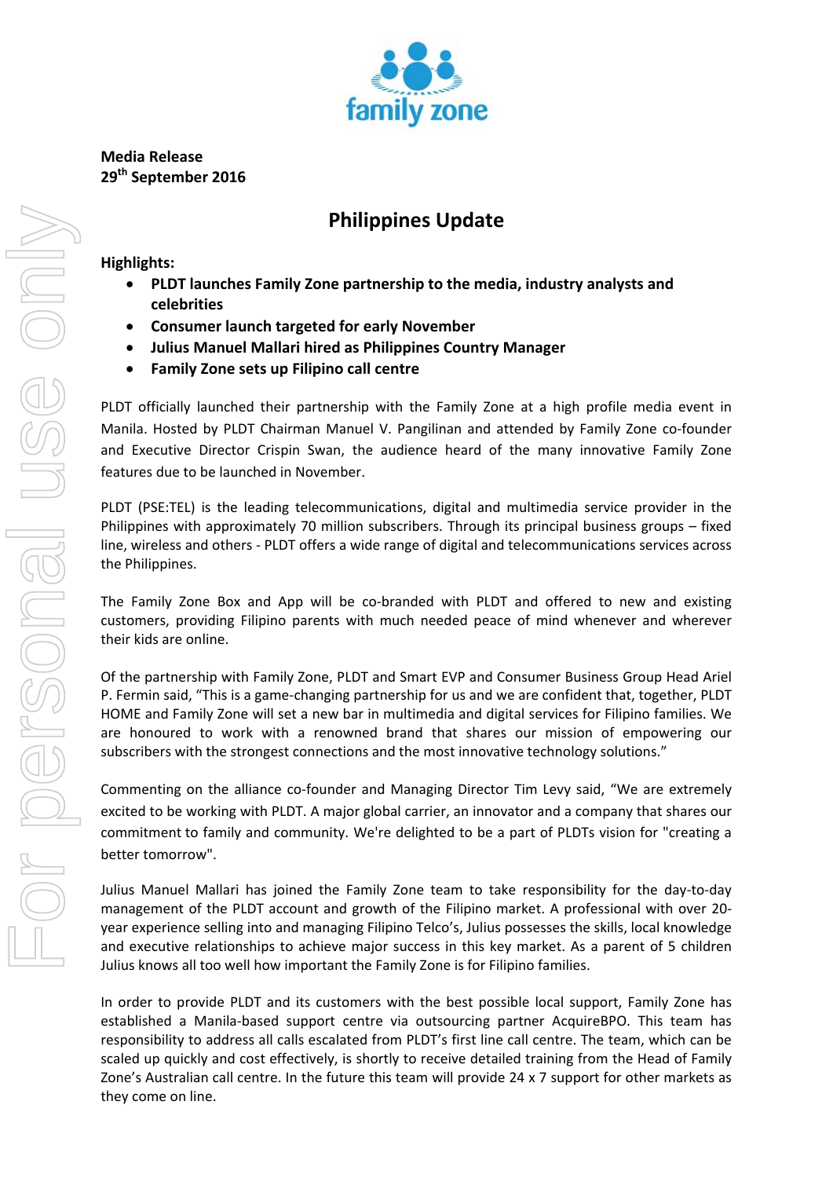family zone

**Media Release**
**29th September 2016**

# Philippines Update

**Highlights:**

- **PLDT launches Family Zone partnership to the media, industry analysts and celebrities**
- **Consumer launch targeted for early November**
- **Julius Manuel Mallari hired as Philippines Country Manager**
- **Family Zone sets up Filipino call centre**

PLDT officially launched their partnership with the Family Zone at a high profile media event in Manila. Hosted by PLDT Chairman Manuel V. Pangilinan and attended by Family Zone co-founder and Executive Director Crispin Swan, the audience heard of the many innovative Family Zone features due to be launched in November.

PLDT (PSE:TEL) is the leading telecommunications, digital and multimedia service provider in the Philippines with approximately 70 million subscribers. Through its principal business groups – fixed line, wireless and others - PLDT offers a wide range of digital and telecommunications services across the Philippines.

The Family Zone Box and App will be co-branded with PLDT and offered to new and existing customers, providing Filipino parents with much needed peace of mind whenever and wherever their kids are online.

Of the partnership with Family Zone, PLDT and Smart EVP and Consumer Business Group Head Ariel P. Fermin said, "This is a game-changing partnership for us and we are confident that, together, PLDT HOME and Family Zone will set a new bar in multimedia and digital services for Filipino families. We are honoured to work with a renowned brand that shares our mission of empowering our subscribers with the strongest connections and the most innovative technology solutions."

Commenting on the alliance co-founder and Managing Director Tim Levy said, "We are extremely excited to be working with PLDT. A major global carrier, an innovator and a company that shares our commitment to family and community. We're delighted to be a part of PLDTs vision for "creating a better tomorrow".

Julius Manuel Mallari has joined the Family Zone team to take responsibility for the day-to-day management of the PLDT account and growth of the Filipino market. A professional with over 20-year experience selling into and managing Filipino Telco's, Julius possesses the skills, local knowledge and executive relationships to achieve major success in this key market. As a parent of 5 children Julius knows all too well how important the Family Zone is for Filipino families.

In order to provide PLDT and its customers with the best possible local support, Family Zone has established a Manila-based support centre via outsourcing partner AcquireBPO. This team has responsibility to address all calls escalated from PLDT's first line call centre. The team, which can be scaled up quickly and cost effectively, is shortly to receive detailed training from the Head of Family Zone's Australian call centre. In the future this team will provide 24 x 7 support for other markets as they come on line.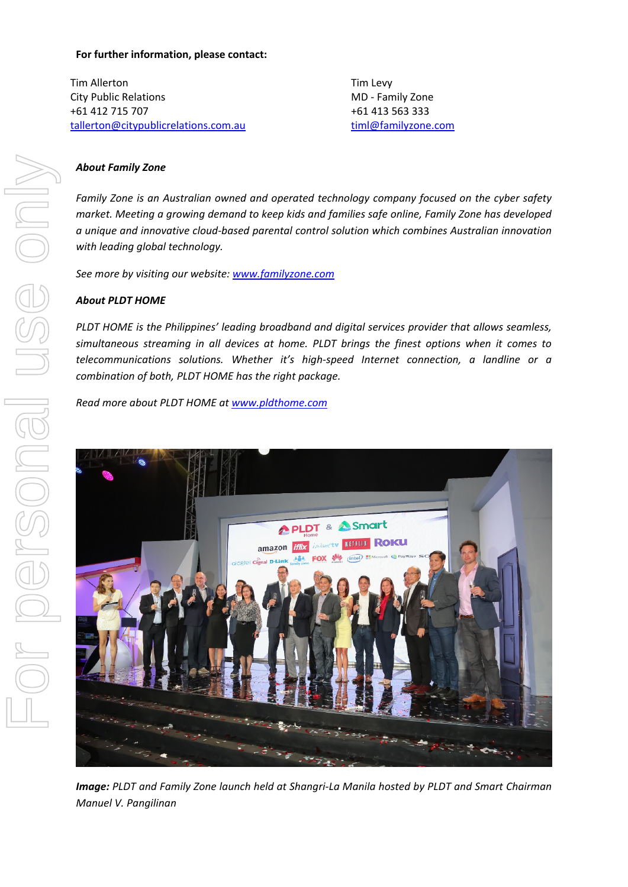**For further information, please contact:**

Tim Allerton
City Public Relations
+61 412 715 707
tallerton@citypublicrelations.com.au

Tim Levy
MD - Family Zone
+61 413 563 333
timl@familyzone.com

***About Family Zone***

*Family Zone is an Australian owned and operated technology company focused on the cyber safety market. Meeting a growing demand to keep kids and families safe online, Family Zone has developed a unique and innovative cloud-based parental control solution which combines Australian innovation with leading global technology.*

*See more by visiting our website: www.familyzone.com*

***About PLDT HOME***

*PLDT HOME is the Philippines' leading broadband and digital services provider that allows seamless, simultaneous streaming in all devices at home. PLDT brings the finest options when it comes to telecommunications solutions. Whether it's high-speed Internet connection, a landline or a combination of both, PLDT HOME has the right package.*

*Read more about PLDT HOME at www.pldthome.com*

***Image:*** *PLDT and Family Zone launch held at Shangri-La Manila hosted by PLDT and Smart Chairman Manuel V. Pangilinan*